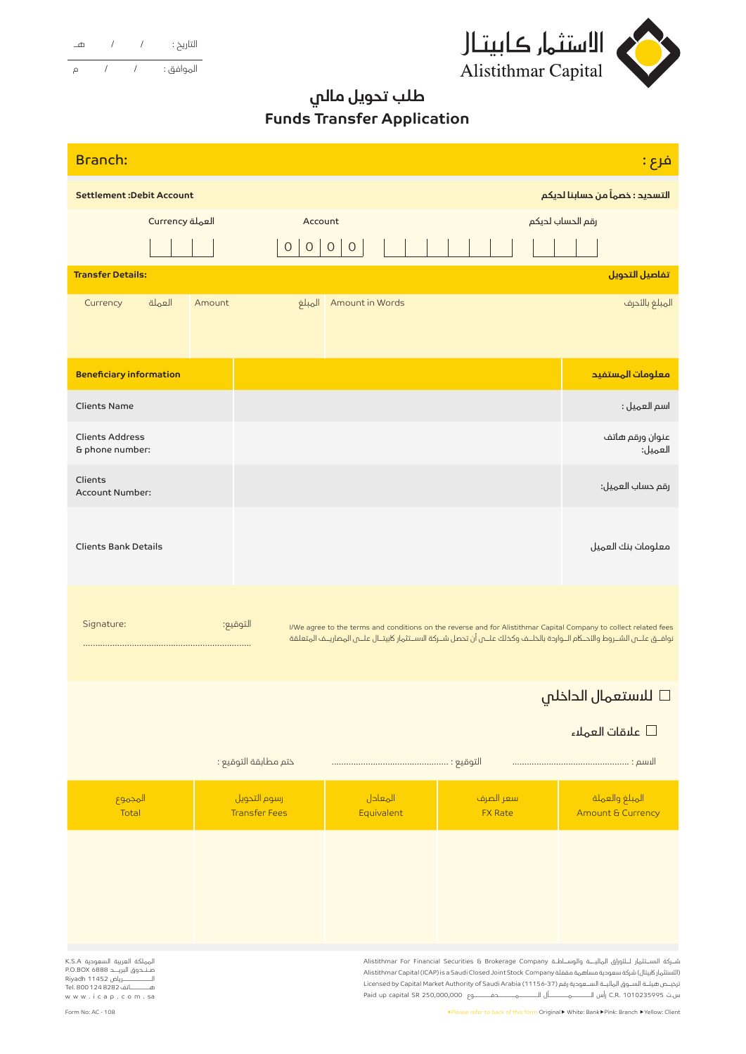التاريخ : / / هـ

الموافق : / / م

الاستثمار كابيتال
Alistithmar Capital

# طلب تحويل مالي
# Funds Transfer Application

| Branch: | فرع : |
|---|---|

**Settlement :Debit Account** — **التسديد : خصماً من حسابنا لديكم**

| Currency العملة | Account | رقم الحساب لديكم |
|---|---|---|
| | 0 0 0 0 | |

**Transfer Details:** — **تفاصيل التحويل**

| Currency العملة | Amount المبلغ | Amount in Words المبلغ بالأحرف |
|---|---|---|
| | | |

| **Beneficiary information** | | **معلومات المستفيد** |
|---|---|---|
| Clients Name | | اسم العميل : |
| Clients Address & phone number: | | عنوان ورقم هاتف العميل: |
| Clients Account Number: | | رقم حساب العميل: |
| Clients Bank Details | | معلومات بنك العميل |

Signature: التوقيع:

...................................................................

I/We agree to the terms and conditions on the reverse and for Alistithmar Capital Company to collect related fees

نوافق على الشروط والأحكام الواردة بالخلف وكذلك على أن تحصل شركة الاستثمار كابيتال على المصاريف المتعلقة

☐ للاستعمال الداخلي

☐ علاقات العملاء

الاسم : ................................................ التوقيع : ................................................ ختم مطابقة التوقيع :

| المبلغ والعملة Amount & Currency | سعر الصرف FX Rate | المعادل Equivalent | رسوم التحويل Transfer Fees | المجموع Total |
|---|---|---|---|---|
| | | | | |

المملكة العربية السعودية K.S.A
صندوق البريد P.O.BOX 6888
الرياض Riyadh 11452
هاتف Tel. 800 124 8282
www.icap.com.sa

شركة الاستثمار للأوراق المالية والوساطة Alistithmar For Financial Securities & Brokerage Company
(الاستثمار كابيتال) شركة سعودية مساهمة مقفلة Alistithmar Capital (ICAP) is a Saudi Closed Joint Stock Company
ترخيص هيئة السوق المالية السعودية رقم Licensed by Capital Market Authority of Saudi Arabia (11156-37)
س.ت C.R. 1010235995 رأس المال المدفوع Paid up capital SR 250,000,000

Form No: AC - 108

•Please refer to back of this form Original ▸ White: Bank ▸ Pink: Branch ▸ Yellow: Client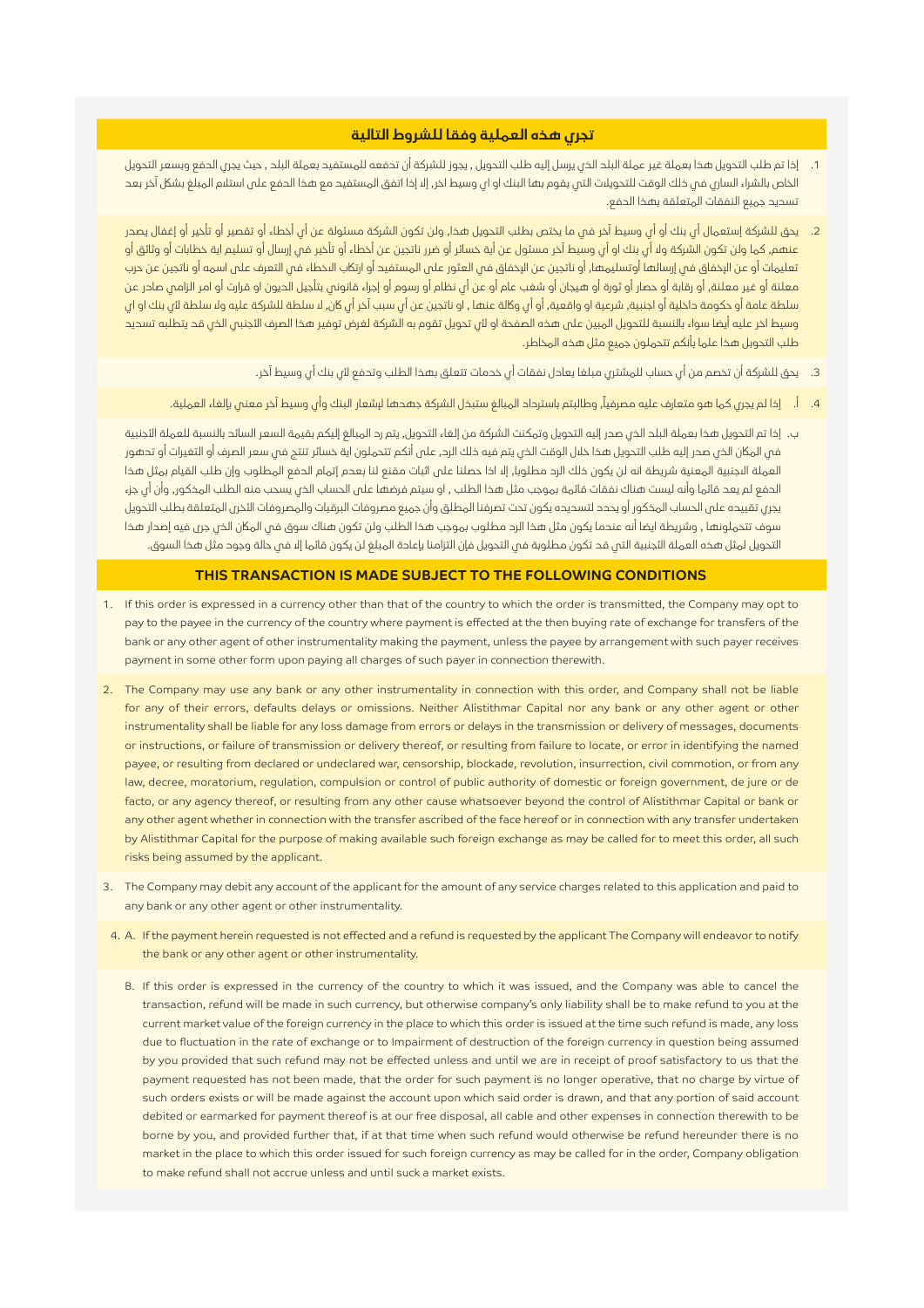## تجري هذه العملية وفقا للشروط التالية

1. إذا تم طلب التحويل هذا بعملة غير عملة البلد الذي يرسل إليه طلب التحويل , يجوز للشركة أن تدفعه للمستفيد بعملة البلد , حيث يجري الدفع وبسعر التحويل الخاص بالشراء الساري في ذلك الوقت للتحويلات التي يقوم بها البنك او اي وسيط اخر, إلا إذا اتفق المستفيد مع هذا الدفع على استلام المبلغ بشكل آخر بعد تسديد جميع النفقات المتعلقة بهذا الدفع.

2. يحق للشركة إستعمال أي بنك أو أي وسيط آخر في ما يختص بطلب التحويل هذا, ولن تكون الشركة مسئولة عن أي أخطاء أو تقصير أو تأخير أو إغفال يصدر عنهم, كما ولن تكون الشركة ولا أي بنك او أي وسيط آخر مسئول عن أية خسائر أو ضرر ناتجين عن أخطاء أو تأخير في إرسال أو تسليم اية خطابات أو وثائق أو تعليمات أو عن الإخفاق في إرسالها أوتسليمها, أو ناتجين عن الإخفاق في العثور على المستفيد أو ارتكاب الاخطاء في التعرف على اسمه أو ناتجين عن حرب معلنة أو غير معلنة, أو رقابة أو حصار أو ثورة أو هيجان أو شغب عام أو عن أي نظام أو رسوم أو إجراء قانوني بتأجيل الديون او قرارات أو امر الزامي صادر عن سلطة عامة أو حكومة داخلية أو اجنبية, شرعية او واقعية, أو أي وكالة عنها , او ناتجين عن أي سبب آخر أي كان, لا سلطة للشركة عليه ولا سلطة لاي بنك او اي وسيط اخر عليه أيضا سواء بالنسبة للتحويل المبين على هذه الصفحة او لاي تحويل تقوم به الشركة لغرض توفير هذا الصرف الاجنبي الذي قد يتطلبه تسديد طلب التحويل هذا علما بأنكم تتحملون جميع مثل هذه المخاطر.

3. يحق للشركة أن تخصم من أي حساب للمشتري مبلغا يعادل نفقات أي خدمات تتعلق بهذا الطلب وتدفع لاي بنك أي وسيط آخر.

4. أ. إذا لم يجري كما هو متعارف عليه مصرفياً, وطالبتم باسترداد المبالغ ستبذل الشركة جهدها لإشعار البنك وأي وسيط آخر معني بإلغاء العملية.

ب. إذا تم التحويل هذا بعملة البلد الذي صدر إليه التحويل وتمكنت الشركة من إلغاء التحويل, يتم رد المبالغ إليكم بقيمة السعر السائد بالنسبة للعملة الاجنبية في المكان الذي صدر إليه طلب التحويل هذا خلال الوقت الذي يتم فيه ذلك الرد, على أنكم تتحملون اية خسائر تنتج في سعر الصرف أو التغيرات أو تدهور العملة الاجنبية المعنية شريطة انه لن يكون ذلك الرد مطلوبا, إلا اذا حصلنا على اثبات مقنع لنا بعدم إتمام الدفع المطلوب وإن طلب القيام بمثل هذا الدفع لم يعد قائما وأنه ليست هناك نفقات قائمة بموجب مثل هذا الطلب , او سيتم فرضها على الحساب الذي يسحب منه الطلب المذكور, وأن أي جزء يجري تقييده على الحساب المذكور أو يحدد لتسديده يكون تحت تصرفنا المطلق وأن جميع مصروفات البرقيات والمصروفات الاخرى المتعلقة بطلب التحويل سوف تتحملونها , وشريطة ايضا أنه عندما يكون مثل هذا الرد مطلوب بموجب هذا الطلب ولن تكون هناك سوق في المكان الذي جرى فيه إصدار هذا التحويل لمثل هذه العملة الأجنبية التي قد تكون مطلوبة في التحويل فإن التزامنا بإعادة المبلغ لن يكون قائما إلا في حالة وجود مثل هذا السوق.

## THIS TRANSACTION IS MADE SUBJECT TO THE FOLLOWING CONDITIONS

1. If this order is expressed in a currency other than that of the country to which the order is transmitted, the Company may opt to pay to the payee in the currency of the country where payment is effected at the then buying rate of exchange for transfers of the bank or any other agent of other instrumentality making the payment, unless the payee by arrangement with such payer receives payment in some other form upon paying all charges of such payer in connection therewith.

2. The Company may use any bank or any other instrumentality in connection with this order, and Company shall not be liable for any of their errors, defaults delays or omissions. Neither Alistithmar Capital nor any bank or any other agent or other instrumentality shall be liable for any loss damage from errors or delays in the transmission or delivery of messages, documents or instructions, or failure of transmission or delivery thereof, or resulting from failure to locate, or error in identifying the named payee, or resulting from declared or undeclared war, censorship, blockade, revolution, insurrection, civil commotion, or from any law, decree, moratorium, regulation, compulsion or control of public authority of domestic or foreign government, de jure or de facto, or any agency thereof, or resulting from any other cause whatsoever beyond the control of Alistithmar Capital or bank or any other agent whether in connection with the transfer ascribed of the face hereof or in connection with any transfer undertaken by Alistithmar Capital for the purpose of making available such foreign exchange as may be called for to meet this order, all such risks being assumed by the applicant.

3. The Company may debit any account of the applicant for the amount of any service charges related to this application and paid to any bank or any other agent or other instrumentality.

4. A. If the payment herein requested is not effected and a refund is requested by the applicant The Company will endeavor to notify the bank or any other agent or other instrumentality.

   B. If this order is expressed in the currency of the country to which it was issued, and the Company was able to cancel the transaction, refund will be made in such currency, but otherwise company's only liability shall be to make refund to you at the current market value of the foreign currency in the place to which this order is issued at the time such refund is made, any loss due to fluctuation in the rate of exchange or to Impairment of destruction of the foreign currency in question being assumed by you provided that such refund may not be effected unless and until we are in receipt of proof satisfactory to us that the payment requested has not been made, that the order for such payment is no longer operative, that no charge by virtue of such orders exists or will be made against the account upon which said order is drawn, and that any portion of said account debited or earmarked for payment thereof is at our free disposal, all cable and other expenses in connection therewith to be borne by you, and provided further that, if at that time when such refund would otherwise be refund hereunder there is no market in the place to which this order issued for such foreign currency as may be called for in the order, Company obligation to make refund shall not accrue unless and until suck a market exists.